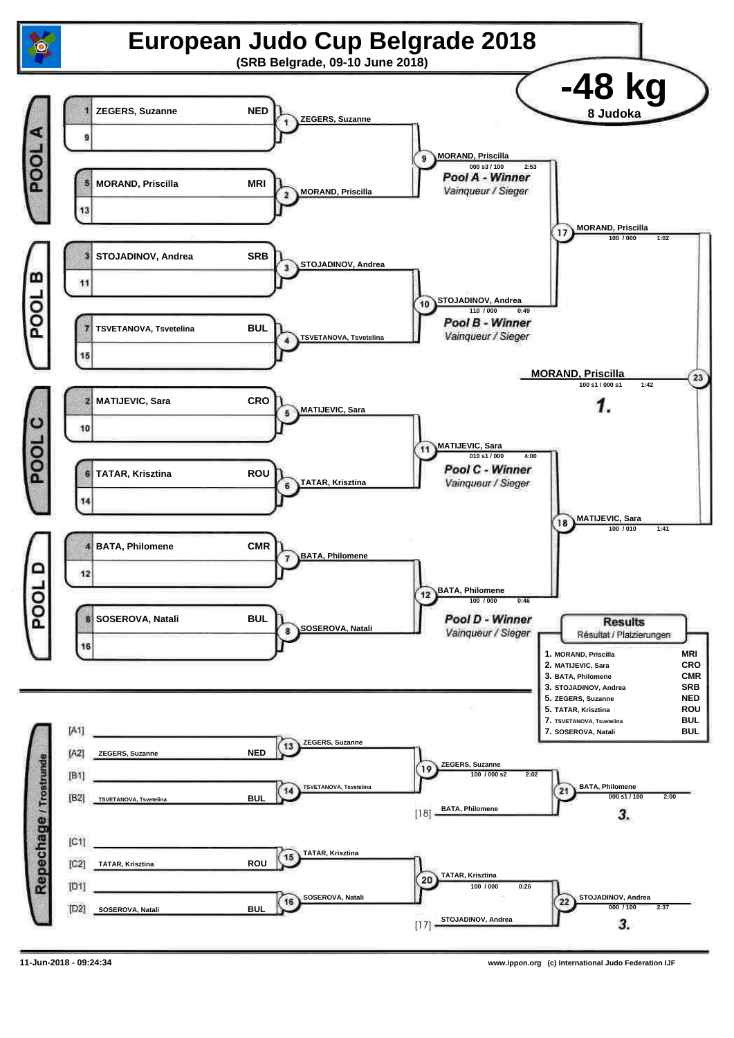# European Judo Cup Belgrade 2018

**(SRB Belgrade, 09-10 June 2018)**

## -48 kg

8 Judoka

### POOL A

| Seed | Name | Country |
|---|---|---|
| 1 | ZEGERS, Suzanne | NED |
| 9 | | |
| 5 | MORAND, Priscilla | MRI |
| 13 | | |

- Contest 1: ZEGERS, Suzanne
- Contest 2: MORAND, Priscilla
- Contest 9: MORAND, Priscilla — 000 s3 / 100 — 2:53

**Pool A - Winner** *Vainqueur / Sieger*

### POOL B

| Seed | Name | Country |
|---|---|---|
| 3 | STOJADINOV, Andrea | SRB |
| 11 | | |
| 7 | TSVETANOVA, Tsvetelina | BUL |
| 15 | | |

- Contest 3: STOJADINOV, Andrea
- Contest 4: TSVETANOVA, Tsvetelina
- Contest 10: STOJADINOV, Andrea — 110 / 000 — 0:49

**Pool B - Winner** *Vainqueur / Sieger*

### POOL C

| Seed | Name | Country |
|---|---|---|
| 2 | MATIJEVIC, Sara | CRO |
| 10 | | |
| 6 | TATAR, Krisztina | ROU |
| 14 | | |

- Contest 5: MATIJEVIC, Sara
- Contest 6: TATAR, Krisztina
- Contest 11: MATIJEVIC, Sara — 010 s1 / 000 — 4:00

**Pool C - Winner** *Vainqueur / Sieger*

### POOL D

| Seed | Name | Country |
|---|---|---|
| 4 | BATA, Philomene | CMR |
| 12 | | |
| 8 | SOSEROVA, Natali | BUL |
| 16 | | |

- Contest 7: BATA, Philomene
- Contest 8: SOSEROVA, Natali
- Contest 12: BATA, Philomene — 100 / 000 — 0:46

**Pool D - Winner** *Vainqueur / Sieger*

### Semi-finals and Final

- Contest 17: MORAND, Priscilla — 100 / 000 — 1:02
- Contest 18: MATIJEVIC, Sara — 100 / 010 — 1:41
- Contest 23 (Final): **MORAND, Priscilla** — 100 s1 / 000 s1 — 1:42 — **1.**

### Repechage / Trostrunde

| Slot | Name | Country |
|---|---|---|
| [A1] | | |
| [A2] | ZEGERS, Suzanne | NED |
| [B1] | | |
| [B2] | TSVETANOVA, Tsvetelina | BUL |
| [C1] | | |
| [C2] | TATAR, Krisztina | ROU |
| [D1] | | |
| [D2] | SOSEROVA, Natali | BUL |

- Contest 13: ZEGERS, Suzanne
- Contest 14: TSVETANOVA, Tsvetelina
- Contest 15: TATAR, Krisztina
- Contest 16: SOSEROVA, Natali
- Contest 19: ZEGERS, Suzanne — 100 / 000 s2 — 2:02
- Contest 20: TATAR, Krisztina — 100 / 000 — 0:26
- Contest 21: [18] BATA, Philomene vs ZEGERS, Suzanne → BATA, Philomene — 000 s1 / 100 — 2:00 — **3.**
- Contest 22: [17] STOJADINOV, Andrea vs TATAR, Krisztina → STOJADINOV, Andrea — 000 / 100 — 2:37 — **3.**

### Results
*Résultat / Platzierungen*

| Place | Name | Country |
|---|---|---|
| 1. | MORAND, Priscilla | MRI |
| 2. | MATIJEVIC, Sara | CRO |
| 3. | BATA, Philomene | CMR |
| 3. | STOJADINOV, Andrea | SRB |
| 5. | ZEGERS, Suzanne | NED |
| 5. | TATAR, Krisztina | ROU |
| 7. | TSVETANOVA, Tsvetelina | BUL |
| 7. | SOSEROVA, Natali | BUL |

11-Jun-2018 - 09:24:34 www.ippon.org (c) International Judo Federation IJF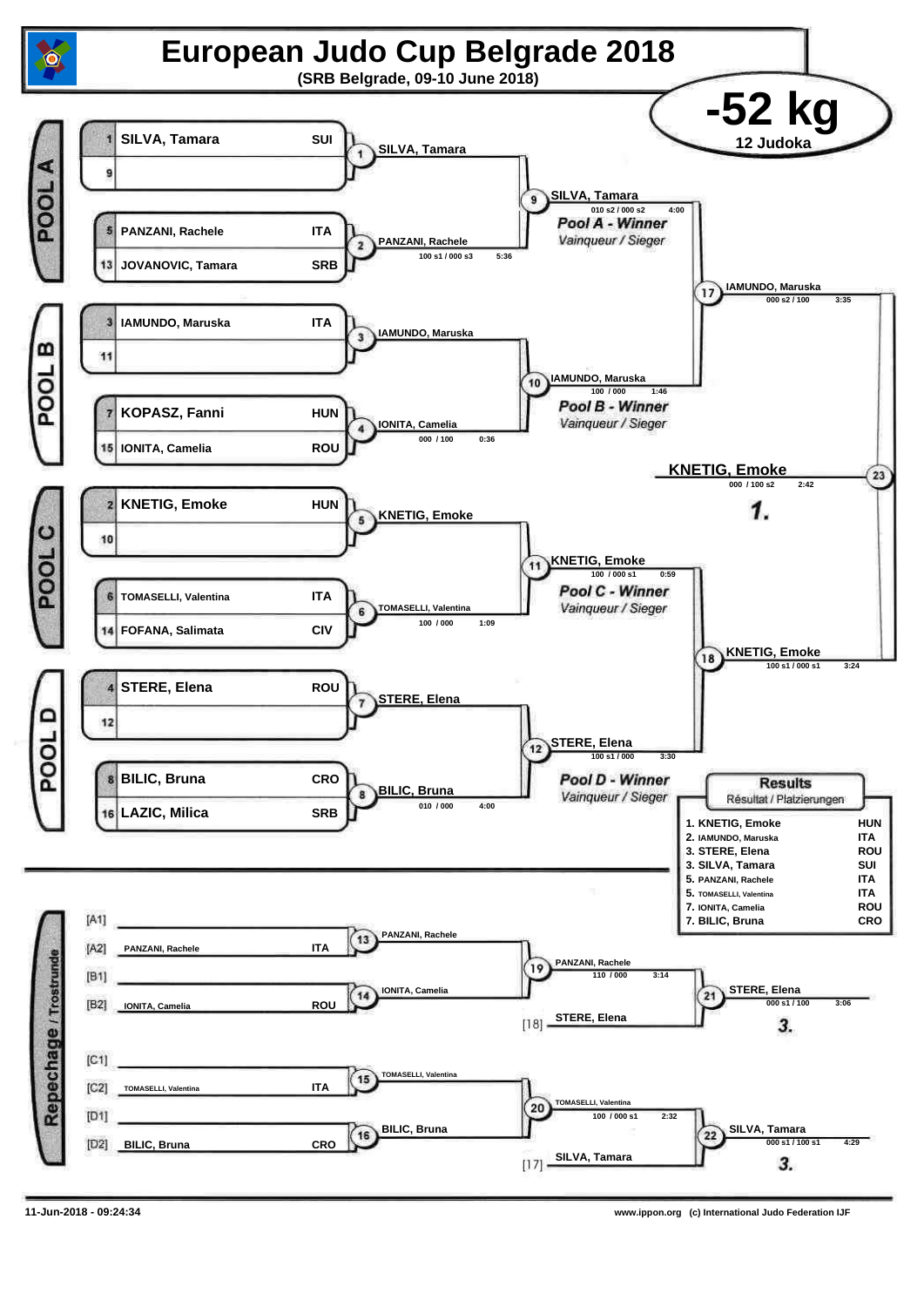# European Judo Cup Belgrade 2018

**(SRB Belgrade, 09-10 June 2018)**

## -52 kg

12 Judoka

### POOL A

| Seed | Name | Nation |
|---|---|---|
| 1 | SILVA, Tamara | SUI |
| 9 | | |
| 5 | PANZANI, Rachele | ITA |
| 13 | JOVANOVIC, Tamara | SRB |

- Contest 1: SILVA, Tamara
- Contest 2: PANZANI, Rachele — 100 s1 / 000 s3 — 5:36
- Contest 9: SILVA, Tamara — 010 s2 / 000 s2 — 4:00

*Pool A - Winner*
*Vainqueur / Sieger*

### POOL B

| Seed | Name | Nation |
|---|---|---|
| 3 | IAMUNDO, Maruska | ITA |
| 11 | | |
| 7 | KOPASZ, Fanni | HUN |
| 15 | IONITA, Camelia | ROU |

- Contest 3: IAMUNDO, Maruska
- Contest 4: IONITA, Camelia — 000 / 100 — 0:36
- Contest 10: IAMUNDO, Maruska — 100 / 000 — 1:46

*Pool B - Winner*
*Vainqueur / Sieger*

- Contest 17: IAMUNDO, Maruska — 000 s2 / 100 — 3:35

### POOL C

| Seed | Name | Nation |
|---|---|---|
| 2 | KNETIG, Emoke | HUN |
| 10 | | |
| 6 | TOMASELLI, Valentina | ITA |
| 14 | FOFANA, Salimata | CIV |

- Contest 5: KNETIG, Emoke
- Contest 6: TOMASELLI, Valentina — 100 / 000 — 1:09
- Contest 11: KNETIG, Emoke — 100 / 000 s1 — 0:59

*Pool C - Winner*
*Vainqueur / Sieger*

### POOL D

| Seed | Name | Nation |
|---|---|---|
| 4 | STERE, Elena | ROU |
| 12 | | |
| 8 | BILIC, Bruna | CRO |
| 16 | LAZIC, Milica | SRB |

- Contest 7: STERE, Elena
- Contest 8: BILIC, Bruna — 010 / 000 — 4:00
- Contest 12: STERE, Elena — 100 s1 / 000 — 3:30

*Pool D - Winner*
*Vainqueur / Sieger*

- Contest 18: KNETIG, Emoke — 100 s1 / 000 s1 — 3:24

### Final

- Contest 23: **KNETIG, Emoke** — 000 / 100 s2 — 2:42

**1.**

### Results
Résultat / Platzierungen

| Place | Name | Nation |
|---|---|---|
| 1. | KNETIG, Emoke | HUN |
| 2. | IAMUNDO, Maruska | ITA |
| 3. | STERE, Elena | ROU |
| 3. | SILVA, Tamara | SUI |
| 5. | PANZANI, Rachele | ITA |
| 5. | TOMASELLI, Valentina | ITA |
| 7. | IONITA, Camelia | ROU |
| 7. | BILIC, Bruna | CRO |

### Repechage / Trostrunde

| Slot | Name | Nation |
|---|---|---|
| [A1] | | |
| [A2] | PANZANI, Rachele | ITA |
| [B1] | | |
| [B2] | IONITA, Camelia | ROU |
| [C1] | | |
| [C2] | TOMASELLI, Valentina | ITA |
| [D1] | | |
| [D2] | BILIC, Bruna | CRO |

- Contest 13: PANZANI, Rachele
- Contest 14: IONITA, Camelia
- Contest 19: PANZANI, Rachele — 110 / 000 — 3:14
- [18] STERE, Elena
- Contest 21: STERE, Elena — 000 s1 / 100 — 3:06 — **3.**
- Contest 15: TOMASELLI, Valentina
- Contest 16: BILIC, Bruna
- Contest 20: TOMASELLI, Valentina — 100 / 000 s1 — 2:32
- [17] SILVA, Tamara
- Contest 22: SILVA, Tamara — 000 s1 / 100 s1 — 4:29 — **3.**

11-Jun-2018 - 09:24:34

www.ippon.org (c) International Judo Federation IJF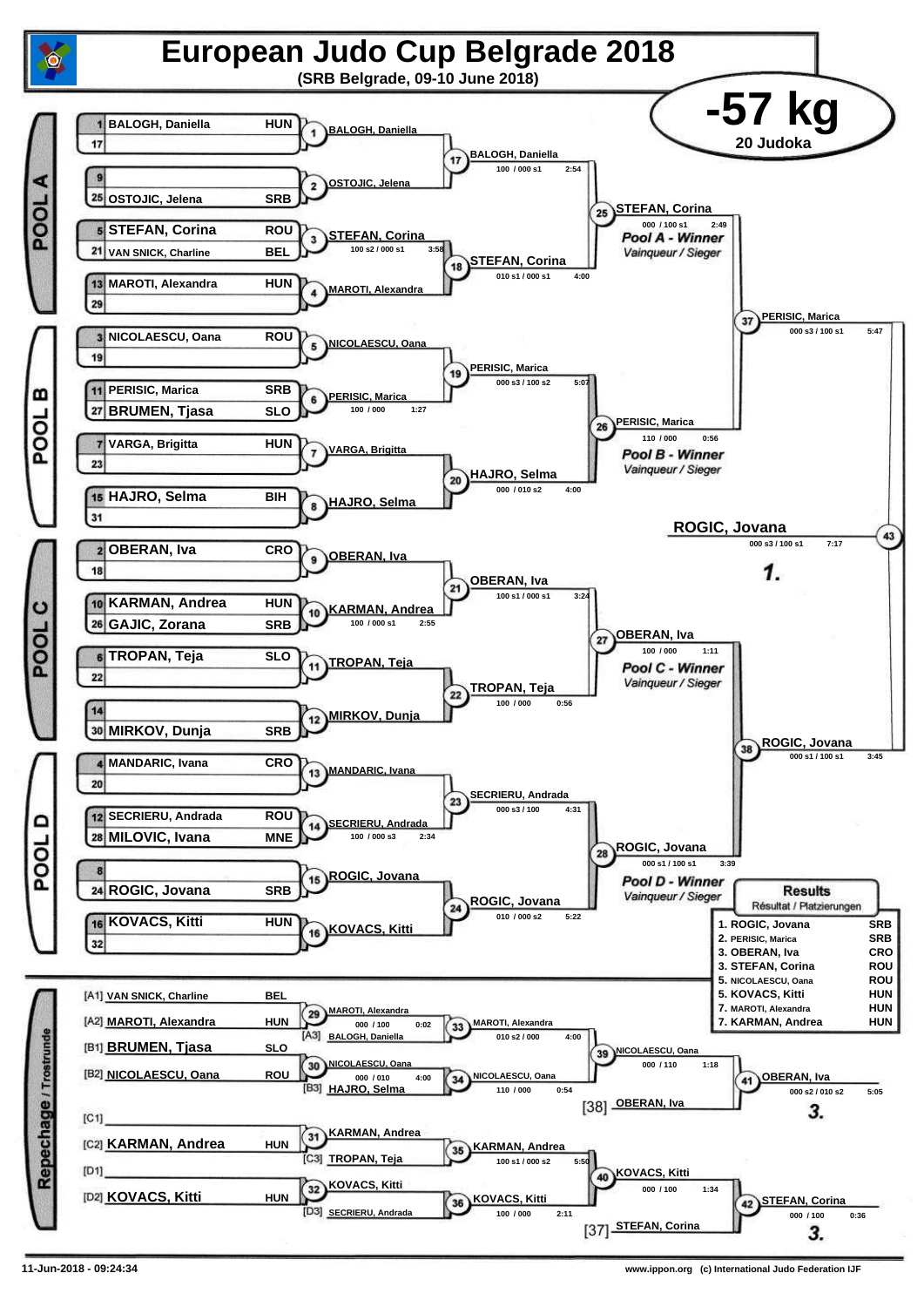# European Judo Cup Belgrade 2018

**(SRB Belgrade, 09-10 June 2018)**

## -57 kg

**20 Judoka**

### POOL A

| Seed | Name | Nation |
|---|---|---|
| 1 | BALOGH, Daniella | HUN |
| 17 | | |
| 9 | | |
| 25 | OSTOJIC, Jelena | SRB |
| 5 | STEFAN, Corina | ROU |
| 21 | VAN SNICK, Charline | BEL |
| 13 | MAROTI, Alexandra | HUN |
| 29 | | |

- 1: BALOGH, Daniella
- 2: OSTOJIC, Jelena
- 3: STEFAN, Corina — 100 s2 / 000 s1 — 3:58
- 4: MAROTI, Alexandra
- 17: BALOGH, Daniella — 100 / 000 s1 — 2:54
- 18: STEFAN, Corina — 010 s1 / 000 s1 — 4:00
- 25: STEFAN, Corina — 000 / 100 s1 — 2:49 — *Pool A - Winner* / *Vainqueur / Sieger*

### POOL B

| Seed | Name | Nation |
|---|---|---|
| 3 | NICOLAESCU, Oana | ROU |
| 19 | | |
| 11 | PERISIC, Marica | SRB |
| 27 | BRUMEN, Tjasa | SLO |
| 7 | VARGA, Brigitta | HUN |
| 23 | | |
| 15 | HAJRO, Selma | BIH |
| 31 | | |

- 5: NICOLAESCU, Oana
- 6: PERISIC, Marica — 100 / 000 — 1:27
- 7: VARGA, Brigitta
- 8: HAJRO, Selma
- 19: PERISIC, Marica — 000 s3 / 100 s2 — 5:07
- 20: HAJRO, Selma — 000 / 010 s2 — 4:00
- 26: PERISIC, Marica — 110 / 000 — 0:56 — *Pool B - Winner* / *Vainqueur / Sieger*
- 37: PERISIC, Marica — 000 s3 / 100 s1 — 5:47

### POOL C

| Seed | Name | Nation |
|---|---|---|
| 2 | OBERAN, Iva | CRO |
| 18 | | |
| 10 | KARMAN, Andrea | HUN |
| 26 | GAJIC, Zorana | SRB |
| 6 | TROPAN, Teja | SLO |
| 22 | | |
| 14 | | |
| 30 | MIRKOV, Dunja | SRB |

- 9: OBERAN, Iva
- 10: KARMAN, Andrea — 100 / 000 s1 — 2:55
- 11: TROPAN, Teja
- 12: MIRKOV, Dunja
- 21: OBERAN, Iva — 100 s1 / 000 s1 — 3:24
- 22: TROPAN, Teja — 100 / 000 — 0:56
- 27: OBERAN, Iva — 100 / 000 — 1:11 — *Pool C - Winner* / *Vainqueur / Sieger*

### POOL D

| Seed | Name | Nation |
|---|---|---|
| 4 | MANDARIC, Ivana | CRO |
| 20 | | |
| 12 | SECRIERU, Andrada | ROU |
| 28 | MILOVIC, Ivana | MNE |
| 8 | | |
| 24 | ROGIC, Jovana | SRB |
| 16 | KOVACS, Kitti | HUN |
| 32 | | |

- 13: MANDARIC, Ivana
- 14: SECRIERU, Andrada — 100 / 000 s3 — 2:34
- 15: ROGIC, Jovana
- 16: KOVACS, Kitti
- 23: SECRIERU, Andrada — 000 s3 / 100 — 4:31
- 24: ROGIC, Jovana — 010 / 000 s2 — 5:22
- 28: ROGIC, Jovana — 000 s1 / 100 s1 — 3:39 — *Pool D - Winner* / *Vainqueur / Sieger*
- 38: ROGIC, Jovana — 000 s1 / 100 s1 — 3:45

### Final

- 43: ROGIC, Jovana — 000 s3 / 100 s1 — 7:17 — **1.**

### Repechage / Trostrunde

| Pos | Name | Nation |
|---|---|---|
| [A1] | VAN SNICK, Charline | BEL |
| [A2] | MAROTI, Alexandra | HUN |
| [B1] | BRUMEN, Tjasa | SLO |
| [B2] | NICOLAESCU, Oana | ROU |
| [C1] | | |
| [C2] | KARMAN, Andrea | HUN |
| [D1] | | |
| [D2] | KOVACS, Kitti | HUN |

- 29: MAROTI, Alexandra — 000 / 100 — 0:02
- 33: MAROTI, Alexandra vs [A3] BALOGH, Daniella — 010 s2 / 000 — 4:00
- 30: NICOLAESCU, Oana — 000 / 010 — 4:00
- 34: NICOLAESCU, Oana vs [B3] HAJRO, Selma — 110 / 000 — 0:54
- 39: NICOLAESCU, Oana — 000 / 110 — 1:18
- 41: OBERAN, Iva [38] — 000 s2 / 010 s2 — 5:05 — **3.**
- 31: KARMAN, Andrea
- 35: KARMAN, Andrea vs [C3] TROPAN, Teja — 100 s1 / 000 s2 — 5:50
- 32: KOVACS, Kitti
- 36: KOVACS, Kitti vs [D3] SECRIERU, Andrada — 100 / 000 — 2:11
- 40: KOVACS, Kitti — 000 / 100 — 1:34
- 42: STEFAN, Corina [37] — 000 / 100 — 0:36 — **3.**

### Results

*Résultat / Platzierungen*

| Place | Name | Nation |
|---|---|---|
| 1. | ROGIC, Jovana | SRB |
| 2. | PERISIC, Marica | SRB |
| 3. | OBERAN, Iva | CRO |
| 3. | STEFAN, Corina | ROU |
| 5. | NICOLAESCU, Oana | ROU |
| 5. | KOVACS, Kitti | HUN |
| 7. | MAROTI, Alexandra | HUN |
| 7. | KARMAN, Andrea | HUN |

11-Jun-2018 - 09:24:34 — www.ippon.org (c) International Judo Federation IJF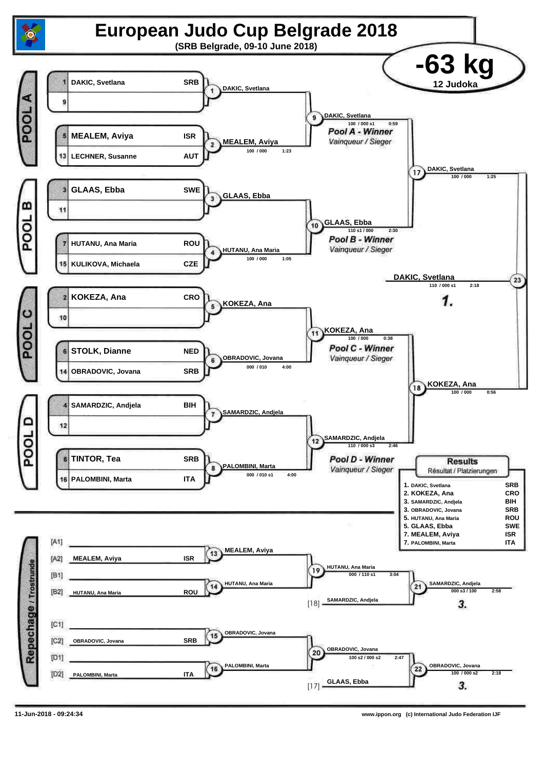# European Judo Cup Belgrade 2018

**(SRB Belgrade, 09-10 June 2018)**

## -63 kg

**12 Judoka**

### POOL A

| Seed | Name | Nation |
|---|---|---|
| 1 | DAKIC, Svetlana | SRB |
| 9 | | |
| 5 | MEALEM, Aviya | ISR |
| 13 | LECHNER, Susanne | AUT |

- (1) DAKIC, Svetlana
- (2) MEALEM, Aviya — 100 / 000 — 1:23
- (9) DAKIC, Svetlana — 100 / 000 s1 — 0:59

*Pool A - Winner*
*Vainqueur / Sieger*

### POOL B

| Seed | Name | Nation |
|---|---|---|
| 3 | GLAAS, Ebba | SWE |
| 11 | | |
| 7 | HUTANU, Ana Maria | ROU |
| 15 | KULIKOVA, Michaela | CZE |

- (3) GLAAS, Ebba
- (4) HUTANU, Ana Maria — 100 / 000 — 1:05
- (10) GLAAS, Ebba — 110 s1 / 000 — 2:30

*Pool B - Winner*
*Vainqueur / Sieger*

- (17) DAKIC, Svetlana — 100 / 000 — 1:25

### POOL C

| Seed | Name | Nation |
|---|---|---|
| 2 | KOKEZA, Ana | CRO |
| 10 | | |
| 6 | STOLK, Dianne | NED |
| 14 | OBRADOVIC, Jovana | SRB |

- (5) KOKEZA, Ana
- (6) OBRADOVIC, Jovana — 000 / 010 — 4:00
- (11) KOKEZA, Ana — 100 / 000 — 0:38

*Pool C - Winner*
*Vainqueur / Sieger*

### POOL D

| Seed | Name | Nation |
|---|---|---|
| 4 | SAMARDZIC, Andjela | BIH |
| 12 | | |
| 8 | TINTOR, Tea | SRB |
| 16 | PALOMBINI, Marta | ITA |

- (7) SAMARDZIC, Andjela
- (8) PALOMBINI, Marta — 000 / 010 s1 — 4:00
- (12) SAMARDZIC, Andjela — 110 / 000 s3 — 2:46

*Pool D - Winner*
*Vainqueur / Sieger*

- (18) KOKEZA, Ana — 100 / 000 — 0:56

### Final

- (23) DAKIC, Svetlana — 110 / 000 s1 — 2:18

**1.**

### Repechage / Trostrunde

| | Name | Nation |
|---|---|---|
| [A1] | | |
| [A2] | MEALEM, Aviya | ISR |
| [B1] | | |
| [B2] | HUTANU, Ana Maria | ROU |
| [C1] | | |
| [C2] | OBRADOVIC, Jovana | SRB |
| [D1] | | |
| [D2] | PALOMBINI, Marta | ITA |

- (13) MEALEM, Aviya
- (14) HUTANU, Ana Maria
- (19) HUTANU, Ana Maria — 000 / 110 s1 — 3:04
- [18] SAMARDZIC, Andjela
- (21) SAMARDZIC, Andjela — 000 s3 / 100 — 2:58 — **3.**
- (15) OBRADOVIC, Jovana
- (16) PALOMBINI, Marta
- (20) OBRADOVIC, Jovana — 100 s2 / 000 s2 — 2:47
- [17] GLAAS, Ebba
- (22) OBRADOVIC, Jovana — 100 / 000 s2 — 2:18 — **3.**

### Results
Résultat / Platzierungen

| Place | Name | Nation |
|---|---|---|
| 1. | DAKIC, Svetlana | SRB |
| 2. | KOKEZA, Ana | CRO |
| 3. | SAMARDZIC, Andjela | BIH |
| 3. | OBRADOVIC, Jovana | SRB |
| 5. | HUTANU, Ana Maria | ROU |
| 5. | GLAAS, Ebba | SWE |
| 7. | MEALEM, Aviya | ISR |
| 7. | PALOMBINI, Marta | ITA |

11-Jun-2018 - 09:24:34

www.ippon.org (c) International Judo Federation IJF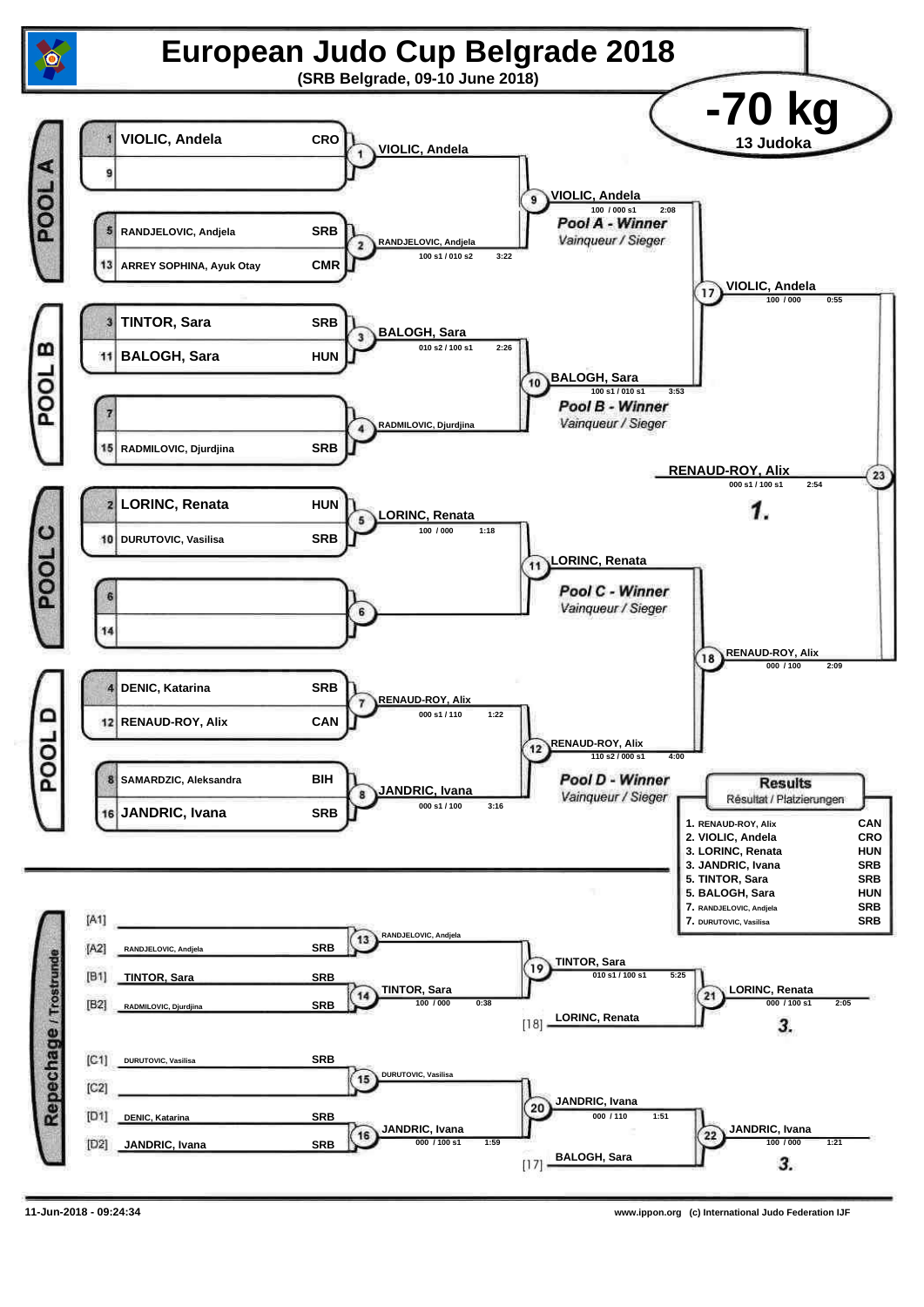# European Judo Cup Belgrade 2018

(SRB Belgrade, 09-10 June 2018)

## -70 kg

13 Judoka

### POOL A

| Seed | Name | Nation |
|---|---|---|
| 1 | VIOLIC, Andela | CRO |
| 9 | | |
| 5 | RANDJELOVIC, Andjela | SRB |
| 13 | ARREY SOPHINA, Ayuk Otay | CMR |

- 1: VIOLIC, Andela
- 2: RANDJELOVIC, Andjela — 100 s1 / 010 s2 — 3:22
- 9: VIOLIC, Andela — 100 / 000 s1 — 2:08

Pool A - Winner
Vainqueur / Sieger

### POOL B

| Seed | Name | Nation |
|---|---|---|
| 3 | TINTOR, Sara | SRB |
| 11 | BALOGH, Sara | HUN |
| 7 | | |
| 15 | RADMILOVIC, Djurdjina | SRB |

- 3: BALOGH, Sara — 010 s2 / 100 s1 — 2:26
- 4: RADMILOVIC, Djurdjina
- 10: BALOGH, Sara — 100 s1 / 010 s1 — 3:53

Pool B - Winner
Vainqueur / Sieger

- 17: VIOLIC, Andela — 100 / 000 — 0:55

### POOL C

| Seed | Name | Nation |
|---|---|---|
| 2 | LORINC, Renata | HUN |
| 10 | DURUTOVIC, Vasilisa | SRB |
| 6 | | |
| 14 | | |

- 5: LORINC, Renata — 100 / 000 — 1:18
- 6:
- 11: LORINC, Renata

Pool C - Winner
Vainqueur / Sieger

### POOL D

| Seed | Name | Nation |
|---|---|---|
| 4 | DENIC, Katarina | SRB |
| 12 | RENAUD-ROY, Alix | CAN |
| 8 | SAMARDZIC, Aleksandra | BIH |
| 16 | JANDRIC, Ivana | SRB |

- 7: RENAUD-ROY, Alix — 000 s1 / 110 — 1:22
- 8: JANDRIC, Ivana — 000 s1 / 100 — 3:16
- 12: RENAUD-ROY, Alix — 110 s2 / 000 s1 — 4:00

Pool D - Winner
Vainqueur / Sieger

- 18: RENAUD-ROY, Alix — 000 / 100 — 2:09

### Final

- 23: RENAUD-ROY, Alix — 000 s1 / 100 s1 — 2:54 — **1.**

### Repechage / Trostrunde

| Position | Name | Nation |
|---|---|---|
| [A1] | | |
| [A2] | RANDJELOVIC, Andjela | SRB |
| [B1] | TINTOR, Sara | SRB |
| [B2] | RADMILOVIC, Djurdjina | SRB |
| [C1] | DURUTOVIC, Vasilisa | SRB |
| [C2] | | |
| [D1] | DENIC, Katarina | SRB |
| [D2] | JANDRIC, Ivana | SRB |

- 13: RANDJELOVIC, Andjela
- 14: TINTOR, Sara — 100 / 000 — 0:38
- 19: TINTOR, Sara — 010 s1 / 100 s1 — 5:25
- [18] LORINC, Renata
- 21: LORINC, Renata — 000 / 100 s1 — 2:05 — **3.**
- 15: DURUTOVIC, Vasilisa
- 16: JANDRIC, Ivana — 000 / 100 s1 — 1:59
- 20: JANDRIC, Ivana — 000 / 110 — 1:51
- [17] BALOGH, Sara
- 22: JANDRIC, Ivana — 100 / 000 — 1:21 — **3.**

### Results
Résultat / Platzierungen

| Place | Name | Nation |
|---|---|---|
| 1. | RENAUD-ROY, Alix | CAN |
| 2. | VIOLIC, Andela | CRO |
| 3. | LORINC, Renata | HUN |
| 3. | JANDRIC, Ivana | SRB |
| 5. | TINTOR, Sara | SRB |
| 5. | BALOGH, Sara | HUN |
| 7. | RANDJELOVIC, Andjela | SRB |
| 7. | DURUTOVIC, Vasilisa | SRB |

11-Jun-2018 - 09:24:34

www.ippon.org (c) International Judo Federation IJF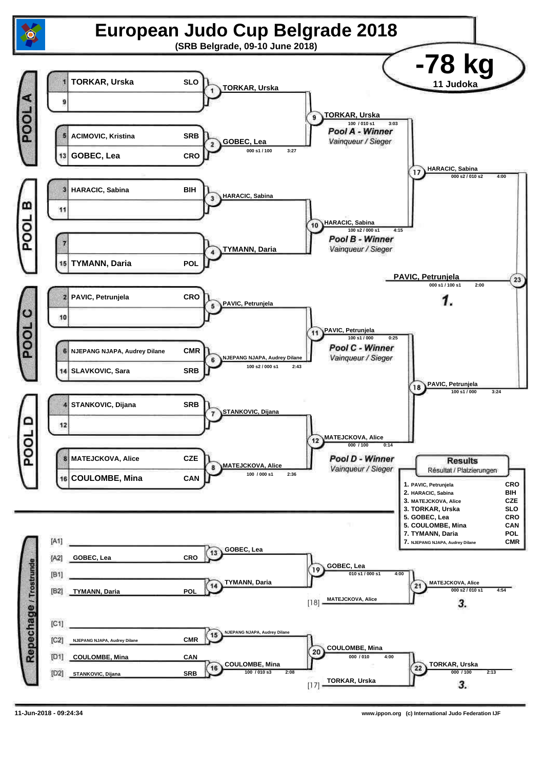# European Judo Cup Belgrade 2018

**(SRB Belgrade, 09-10 June 2018)**

## -78 kg

11 Judoka

### POOL A

| # | Name | Nation |
|---|---|---|
| 1 | TORKAR, Urska | SLO |
| 9 | | |
| 5 | ACIMOVIC, Kristina | SRB |
| 13 | GOBEC, Lea | CRO |

- (1) TORKAR, Urska
- (2) GOBEC, Lea — 000 s1 / 100 — 3:27
- (9) TORKAR, Urska — 100 / 010 s1 — 3:03

*Pool A - Winner*
Vainqueur / Sieger

### POOL B

| # | Name | Nation |
|---|---|---|
| 3 | HARACIC, Sabina | BIH |
| 11 | | |
| 7 | | |
| 15 | TYMANN, Daria | POL |

- (3) HARACIC, Sabina
- (4) TYMANN, Daria
- (10) HARACIC, Sabina — 100 s2 / 000 s1 — 4:15

*Pool B - Winner*
Vainqueur / Sieger

- (17) HARACIC, Sabina — 000 s2 / 010 s2 — 4:00
- (23) PAVIC, Petrunjela — 000 s1 / 100 s1 — 2:00

**1.**

### POOL C

| # | Name | Nation |
|---|---|---|
| 2 | PAVIC, Petrunjela | CRO |
| 10 | | |
| 6 | NJEPANG NJAPA, Audrey Dilane | CMR |
| 14 | SLAVKOVIC, Sara | SRB |

- (5) PAVIC, Petrunjela
- (6) NJEPANG NJAPA, Audrey Dilane — 100 s2 / 000 s1 — 2:43
- (11) PAVIC, Petrunjela — 100 s1 / 000 — 0:25

*Pool C - Winner*
Vainqueur / Sieger

- (18) PAVIC, Petrunjela — 100 s1 / 000 — 3:24

### POOL D

| # | Name | Nation |
|---|---|---|
| 4 | STANKOVIC, Dijana | SRB |
| 12 | | |
| 8 | MATEJCKOVA, Alice | CZE |
| 16 | COULOMBE, Mina | CAN |

- (7) STANKOVIC, Dijana
- (8) MATEJCKOVA, Alice — 100 / 000 s1 — 2:36
- (12) MATEJCKOVA, Alice — 000 / 100 — 0:14

*Pool D - Winner*
Vainqueur / Sieger

### Results
Résultat / Platzierungen

| Place | Name | Nation |
|---|---|---|
| 1. | PAVIC, Petrunjela | CRO |
| 2. | HARACIC, Sabina | BIH |
| 3. | MATEJCKOVA, Alice | CZE |
| 3. | TORKAR, Urska | SLO |
| 5. | GOBEC, Lea | CRO |
| 5. | COULOMBE, Mina | CAN |
| 7. | TYMANN, Daria | POL |
| 7. | NJEPANG NJAPA, Audrey Dilane | CMR |

### Repechage / Trostrunde

| Slot | Name | Nation |
|---|---|---|
| [A1] | | |
| [A2] | GOBEC, Lea | CRO |
| [B1] | | |
| [B2] | TYMANN, Daria | POL |
| [C1] | | |
| [C2] | NJEPANG NJAPA, Audrey Dilane | CMR |
| [D1] | COULOMBE, Mina | CAN |
| [D2] | STANKOVIC, Dijana | SRB |

- (13) GOBEC, Lea
- (14) TYMANN, Daria
- (19) GOBEC, Lea — 010 s1 / 000 s1 — 4:00
- [18] MATEJCKOVA, Alice
- (21) MATEJCKOVA, Alice — 000 s2 / 010 s1 — 4:54 — **3.**
- (15) NJEPANG NJAPA, Audrey Dilane
- (16) COULOMBE, Mina — 100 / 010 s3 — 2:08
- (20) COULOMBE, Mina — 000 / 010 — 4:00
- [17] TORKAR, Urska
- (22) TORKAR, Urska — 000 / 100 — 2:13 — **3.**

11-Jun-2018 - 09:24:34

www.ippon.org (c) International Judo Federation IJF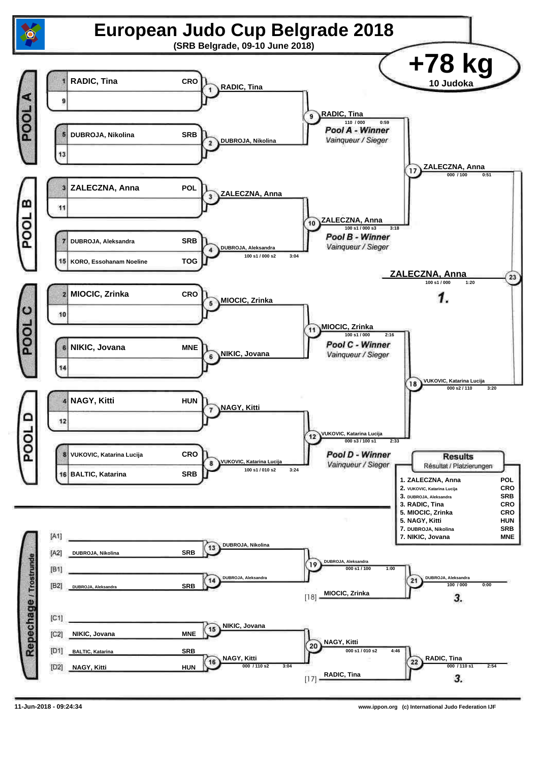# European Judo Cup Belgrade 2018

**(SRB Belgrade, 09-10 June 2018)**

## +78 kg

**10 Judoka**

### POOL A

1 RADIC, Tina CRO
9
5 DUBROJA, Nikolina SRB
13

1 RADIC, Tina
2 DUBROJA, Nikolina

9 RADIC, Tina
110 / 000 0:59

*Pool A - Winner*
*Vainqueur / Sieger*

### POOL B

3 ZALECZNA, Anna POL
11
7 DUBROJA, Aleksandra SRB
15 KORO, Essohanam Noeline TOG

3 ZALECZNA, Anna
4 DUBROJA, Aleksandra
100 s1 / 000 s2 3:04

10 ZALECZNA, Anna
100 s1 / 000 s3 3:18

*Pool B - Winner*
*Vainqueur / Sieger*

17 ZALECZNA, Anna
000 / 100 0:51

### POOL C

2 MIOCIC, Zrinka CRO
10
6 NIKIC, Jovana MNE
14

5 MIOCIC, Zrinka
6 NIKIC, Jovana

11 MIOCIC, Zrinka
100 s1 / 000 2:16

*Pool C - Winner*
*Vainqueur / Sieger*

### POOL D

4 NAGY, Kitti HUN
12
8 VUKOVIC, Katarina Lucija CRO
16 BALTIC, Katarina SRB

7 NAGY, Kitti
8 VUKOVIC, Katarina Lucija
100 s1 / 010 s2 3:24

12 VUKOVIC, Katarina Lucija
000 s3 / 100 s1 2:33

*Pool D - Winner*
*Vainqueur / Sieger*

18 VUKOVIC, Katarina Lucija
000 s2 / 110 3:20

### Final

23 ZALECZNA, Anna
100 s1 / 000 1:20

**1.**

### Repechage / Trostrunde

[A1]
[A2] DUBROJA, Nikolina SRB
[B1]
[B2] DUBROJA, Aleksandra SRB

13 DUBROJA, Nikolina
14 DUBROJA, Aleksandra

19 DUBROJA, Aleksandra
000 s1 / 100 1:00

[18] MIOCIC, Zrinka

21 DUBROJA, Aleksandra
100 / 000 0:00

**3.**

[C1]
[C2] NIKIC, Jovana MNE
[D1] BALTIC, Katarina SRB
[D2] NAGY, Kitti HUN

15 NIKIC, Jovana
16 NAGY, Kitti
000 / 110 s2 3:04

20 NAGY, Kitti
000 s1 / 010 s2 4:46

[17] RADIC, Tina

22 RADIC, Tina
000 / 110 s1 2:54

**3.**

### Results
Résultat / Platzierungen

| | | |
|---|---|---|
| 1. | ZALECZNA, Anna | POL |
| 2. | VUKOVIC, Katarina Lucija | CRO |
| 3. | DUBROJA, Aleksandra | SRB |
| 3. | RADIC, Tina | CRO |
| 5. | MIOCIC, Zrinka | CRO |
| 5. | NAGY, Kitti | HUN |
| 7. | DUBROJA, Nikolina | SRB |
| 7. | NIKIC, Jovana | MNE |

11-Jun-2018 - 09:24:34

www.ippon.org (c) International Judo Federation IJF